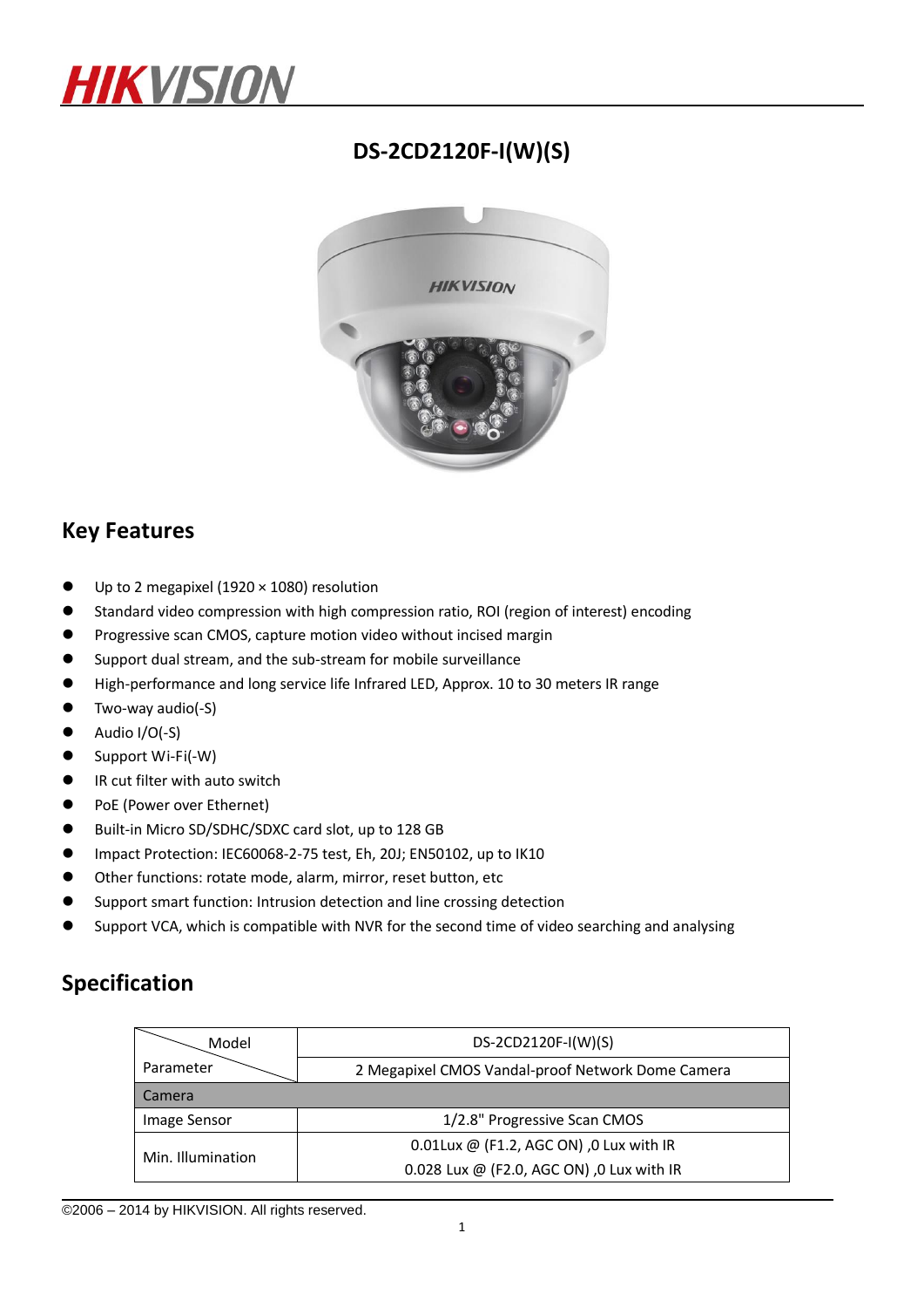# DS-2CD2120F-I(W)(S)

## Key Features

- Up to 2 megapixel (1920 × 1080) resolution
- Standard video compression with high compression ratio, ROI (region of interest) encoding
- Progressive scan CMOS, capture motion video without incised margin
- Support dual stream, and the sub-stream for mobile surveillance
- High-performance and long service life Infrared LED, Approx. 10 to 30 meters IR range
- Two-way audio(-S)
- Audio I/O(-S)
- Support Wi-Fi(-W)
- IR cut filter with auto switch
- PoE (Power over Ethernet)
- Built-in Micro SD/SDHC/SDXC card slot, up to 128 GB
- Impact Protection: IEC60068-2-75 test, Eh, 20J; EN50102, up to IK10
- Other functions: rotate mode, alarm, mirror, reset button, etc
- Support smart function: Intrusion detection and line crossing detection
- Support VCA, which is compatible with NVR for the second time of video searching and analysing

## Specification

| Model / Parameter | DS-2CD2120F-I(W)(S) |
|---|---|
| | 2 Megapixel CMOS Vandal-proof Network Dome Camera |
| **Camera** | |
| Image Sensor | 1/2.8" Progressive Scan CMOS |
| Min. Illumination | 0.01Lux @ (F1.2, AGC ON) ,0 Lux with IR<br>0.028 Lux @ (F2.0, AGC ON) ,0 Lux with IR |

©2006 – 2014 by HIKVISION. All rights reserved.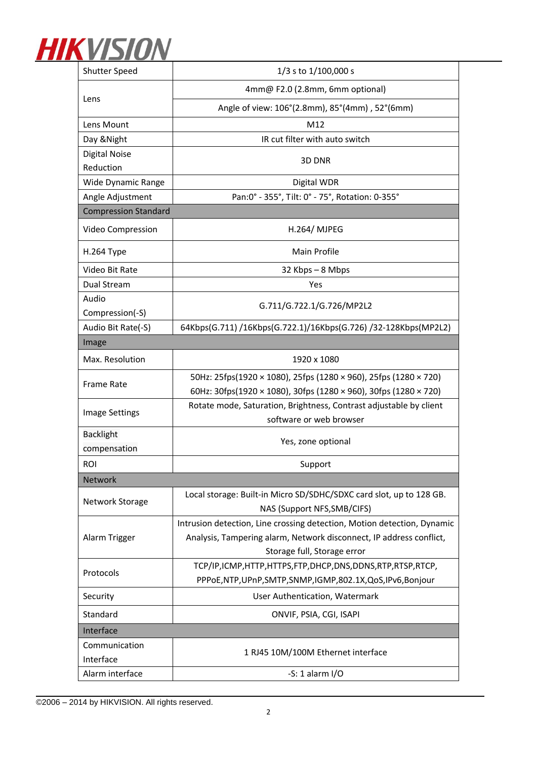| | |
|---|---|
| Shutter Speed | 1/3 s to 1/100,000 s |
| Lens | 4mm@ F2.0 (2.8mm, 6mm optional) |
| | Angle of view: 106°(2.8mm), 85°(4mm) , 52°(6mm) |
| Lens Mount | M12 |
| Day &Night | IR cut filter with auto switch |
| Digital Noise Reduction | 3D DNR |
| Wide Dynamic Range | Digital WDR |
| Angle Adjustment | Pan:0° - 355°, Tilt: 0° - 75°, Rotation: 0-355° |
| **Compression Standard** | |
| Video Compression | H.264/ MJPEG |
| H.264 Type | Main Profile |
| Video Bit Rate | 32 Kbps – 8 Mbps |
| Dual Stream | Yes |
| Audio Compression(-S) | G.711/G.722.1/G.726/MP2L2 |
| Audio Bit Rate(-S) | 64Kbps(G.711) /16Kbps(G.722.1)/16Kbps(G.726) /32-128Kbps(MP2L2) |
| **Image** | |
| Max. Resolution | 1920 x 1080 |
| Frame Rate | 50Hz: 25fps(1920 × 1080), 25fps (1280 × 960), 25fps (1280 × 720)<br>60Hz: 30fps(1920 × 1080), 30fps (1280 × 960), 30fps (1280 × 720) |
| Image Settings | Rotate mode, Saturation, Brightness, Contrast adjustable by client software or web browser |
| Backlight compensation | Yes, zone optional |
| ROI | Support |
| **Network** | |
| Network Storage | Local storage: Built-in Micro SD/SDHC/SDXC card slot, up to 128 GB.<br>NAS (Support NFS,SMB/CIFS) |
| Alarm Trigger | Intrusion detection, Line crossing detection, Motion detection, Dynamic Analysis, Tampering alarm, Network disconnect, IP address conflict, Storage full, Storage error |
| Protocols | TCP/IP,ICMP,HTTP,HTTPS,FTP,DHCP,DNS,DDNS,RTP,RTSP,RTCP, PPPoE,NTP,UPnP,SMTP,SNMP,IGMP,802.1X,QoS,IPv6,Bonjour |
| Security | User Authentication, Watermark |
| Standard | ONVIF, PSIA, CGI, ISAPI |
| **Interface** | |
| Communication Interface | 1 RJ45 10M/100M Ethernet interface |
| Alarm interface | -S: 1 alarm I/O |

©2006 – 2014 by HIKVISION. All rights reserved.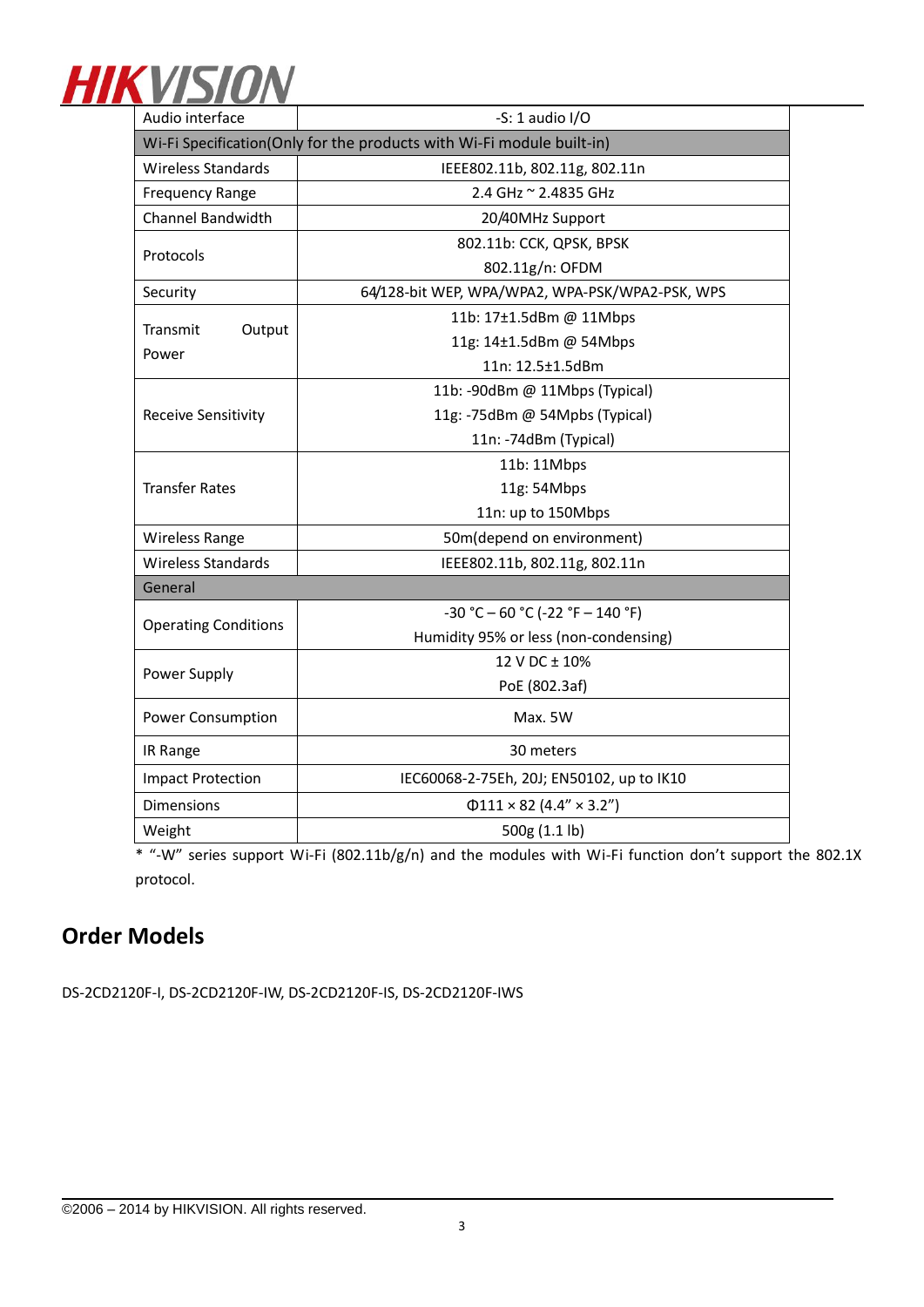| | |
|---|---|
| Audio interface | -S: 1 audio I/O |
| Wi-Fi Specification(Only for the products with Wi-Fi module built-in) | |
| Wireless Standards | IEEE802.11b, 802.11g, 802.11n |
| Frequency Range | 2.4 GHz ~ 2.4835 GHz |
| Channel Bandwidth | 20/40MHz Support |
| Protocols | 802.11b: CCK, QPSK, BPSK<br>802.11g/n: OFDM |
| Security | 64/128-bit WEP, WPA/WPA2, WPA-PSK/WPA2-PSK, WPS |
| Transmit Output Power | 11b: 17±1.5dBm @ 11Mbps<br>11g: 14±1.5dBm @ 54Mbps<br>11n: 12.5±1.5dBm |
| Receive Sensitivity | 11b: -90dBm @ 11Mbps (Typical)<br>11g: -75dBm @ 54Mpbs (Typical)<br>11n: -74dBm (Typical) |
| Transfer Rates | 11b: 11Mbps<br>11g: 54Mbps<br>11n: up to 150Mbps |
| Wireless Range | 50m(depend on environment) |
| Wireless Standards | IEEE802.11b, 802.11g, 802.11n |
| General | |
| Operating Conditions | -30 °C – 60 °C (-22 °F – 140 °F)<br>Humidity 95% or less (non-condensing) |
| Power Supply | 12 V DC ± 10%<br>PoE (802.3af) |
| Power Consumption | Max. 5W |
| IR Range | 30 meters |
| Impact Protection | IEC60068-2-75Eh, 20J; EN50102, up to IK10 |
| Dimensions | Φ111 × 82 (4.4" × 3.2") |
| Weight | 500g (1.1 lb) |

* "-W" series support Wi-Fi (802.11b/g/n) and the modules with Wi-Fi function don't support the 802.1X protocol.

## Order Models

DS-2CD2120F-I, DS-2CD2120F-IW, DS-2CD2120F-IS, DS-2CD2120F-IWS

©2006 – 2014 by HIKVISION. All rights reserved.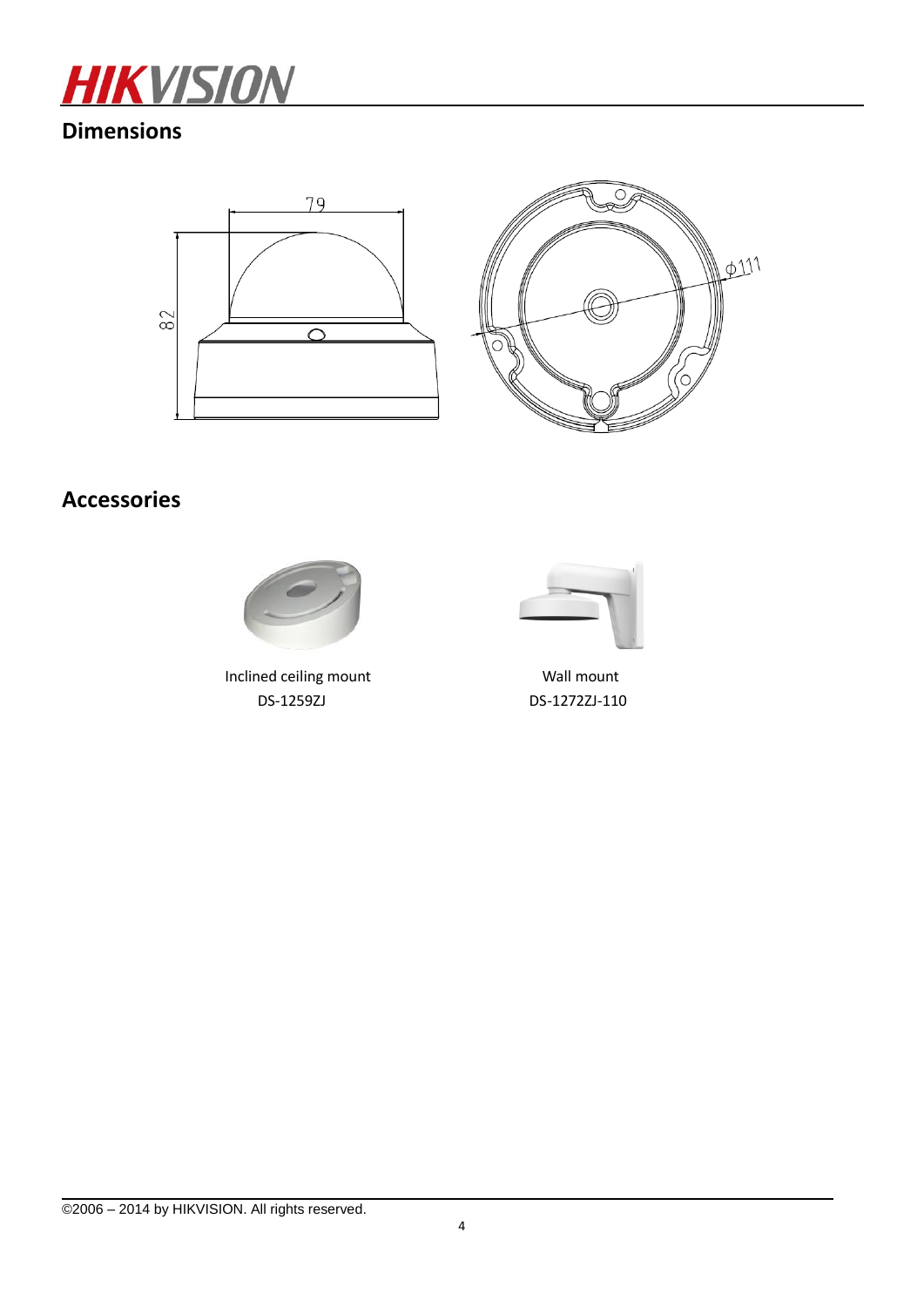## Dimensions

79

82

Φ111

## Accessories

Inclined ceiling mount
DS-1259ZJ

Wall mount
DS-1272ZJ-110

©2006 – 2014 by HIKVISION. All rights reserved.